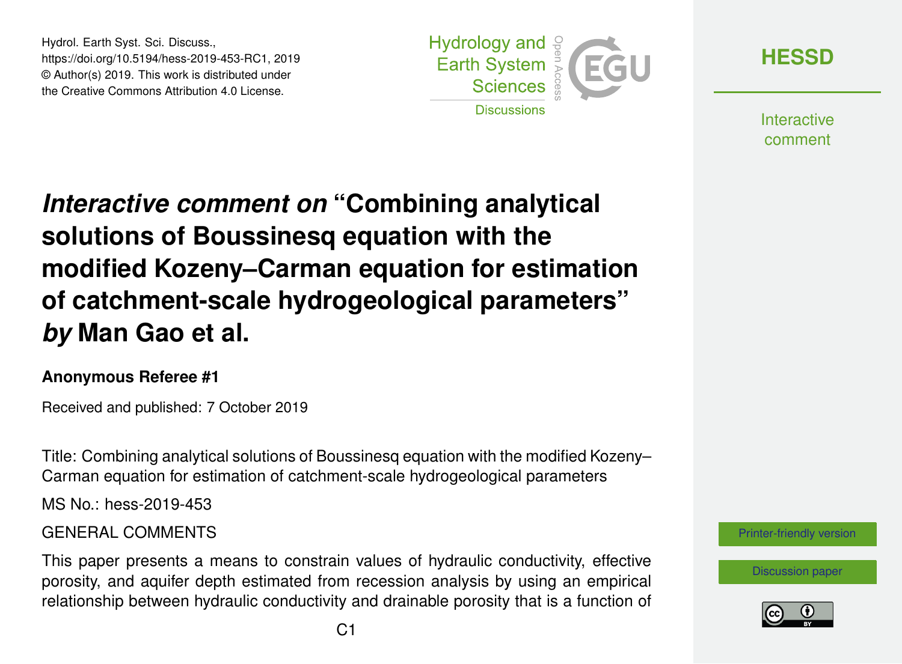*Interactive comment on* "Combining analytical solutions of Boussinesq equation with the modified Kozeny–Carman equation for estimation of catchment-scale hydrogeological parameters" *by* Man Gao et al.

**Anonymous Referee #1**

Received and published: 7 October 2019

Title: Combining analytical solutions of Boussinesq equation with the modified Kozeny–Carman equation for estimation of catchment-scale hydrogeological parameters

MS No.: hess-2019-453

GENERAL COMMENTS

This paper presents a means to constrain values of hydraulic conductivity, effective porosity, and aquifer depth estimated from recession analysis by using an empirical relationship between hydraulic conductivity and drainable porosity that is a function of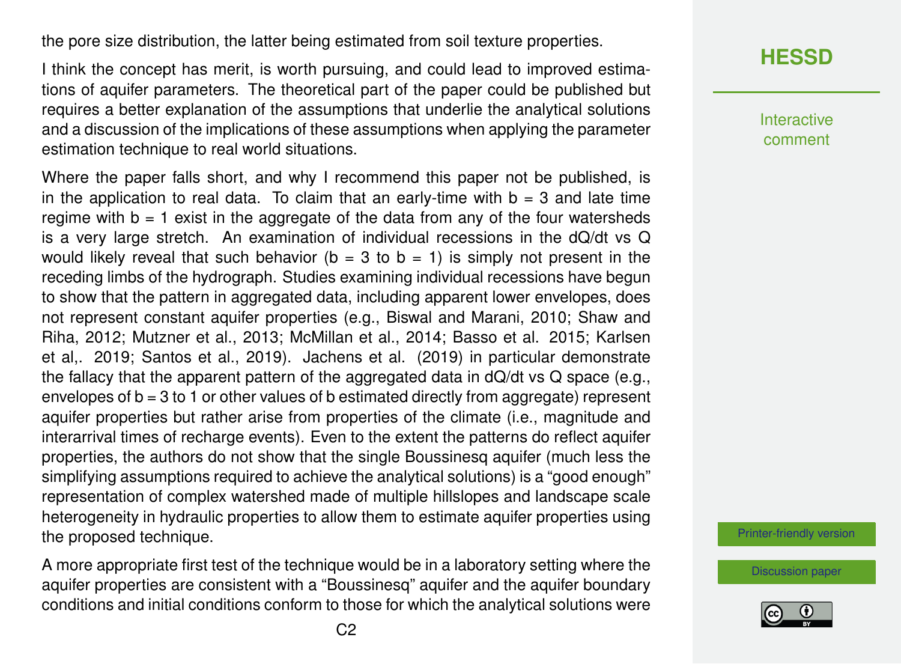the pore size distribution, the latter being estimated from soil texture properties.

I think the concept has merit, is worth pursuing, and could lead to improved estimations of aquifer parameters. The theoretical part of the paper could be published but requires a better explanation of the assumptions that underlie the analytical solutions and a discussion of the implications of these assumptions when applying the parameter estimation technique to real world situations.

Where the paper falls short, and why I recommend this paper not be published, is in the application to real data. To claim that an early-time with $b = 3$ and late time regime with $b = 1$ exist in the aggregate of the data from any of the four watersheds is a very large stretch. An examination of individual recessions in the dQ/dt vs Q would likely reveal that such behavior ($b = 3$ to $b = 1$) is simply not present in the receding limbs of the hydrograph. Studies examining individual recessions have begun to show that the pattern in aggregated data, including apparent lower envelopes, does not represent constant aquifer properties (e.g., Biswal and Marani, 2010; Shaw and Riha, 2012; Mutzner et al., 2013; McMillan et al., 2014; Basso et al. 2015; Karlsen et al,. 2019; Santos et al., 2019). Jachens et al. (2019) in particular demonstrate the fallacy that the apparent pattern of the aggregated data in dQ/dt vs Q space (e.g., envelopes of $b = 3$ to 1 or other values of b estimated directly from aggregate) represent aquifer properties but rather arise from properties of the climate (i.e., magnitude and interarrival times of recharge events). Even to the extent the patterns do reflect aquifer properties, the authors do not show that the single Boussinesq aquifer (much less the simplifying assumptions required to achieve the analytical solutions) is a "good enough" representation of complex watershed made of multiple hillslopes and landscape scale heterogeneity in hydraulic properties to allow them to estimate aquifer properties using the proposed technique.

A more appropriate first test of the technique would be in a laboratory setting where the aquifer properties are consistent with a "Boussinesq" aquifer and the aquifer boundary conditions and initial conditions conform to those for which the analytical solutions were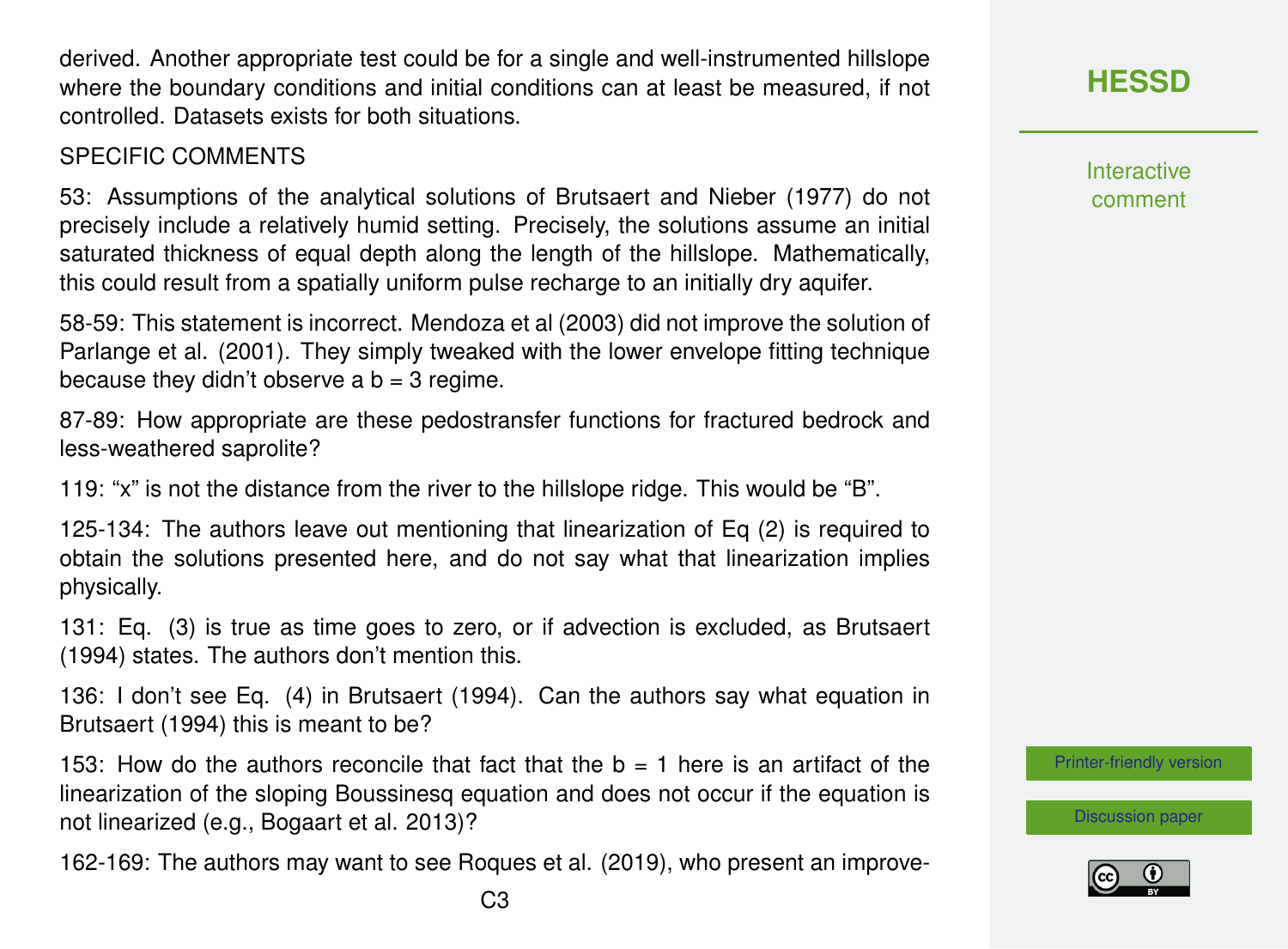derived. Another appropriate test could be for a single and well-instrumented hillslope where the boundary conditions and initial conditions can at least be measured, if not controlled. Datasets exists for both situations.

SPECIFIC COMMENTS

53: Assumptions of the analytical solutions of Brutsaert and Nieber (1977) do not precisely include a relatively humid setting. Precisely, the solutions assume an initial saturated thickness of equal depth along the length of the hillslope. Mathematically, this could result from a spatially uniform pulse recharge to an initially dry aquifer.

58-59: This statement is incorrect. Mendoza et al (2003) did not improve the solution of Parlange et al. (2001). They simply tweaked with the lower envelope fitting technique because they didn't observe a $b = 3$ regime.

87-89: How appropriate are these pedostransfer functions for fractured bedrock and less-weathered saprolite?

119: "x" is not the distance from the river to the hillslope ridge. This would be "B".

125-134: The authors leave out mentioning that linearization of Eq (2) is required to obtain the solutions presented here, and do not say what that linearization implies physically.

131: Eq. (3) is true as time goes to zero, or if advection is excluded, as Brutsaert (1994) states. The authors don't mention this.

136: I don't see Eq. (4) in Brutsaert (1994). Can the authors say what equation in Brutsaert (1994) this is meant to be?

153: How do the authors reconcile that fact that the $b = 1$ here is an artifact of the linearization of the sloping Boussinesq equation and does not occur if the equation is not linearized (e.g., Bogaart et al. 2013)?

162-169: The authors may want to see Roques et al. (2019), who present an improve-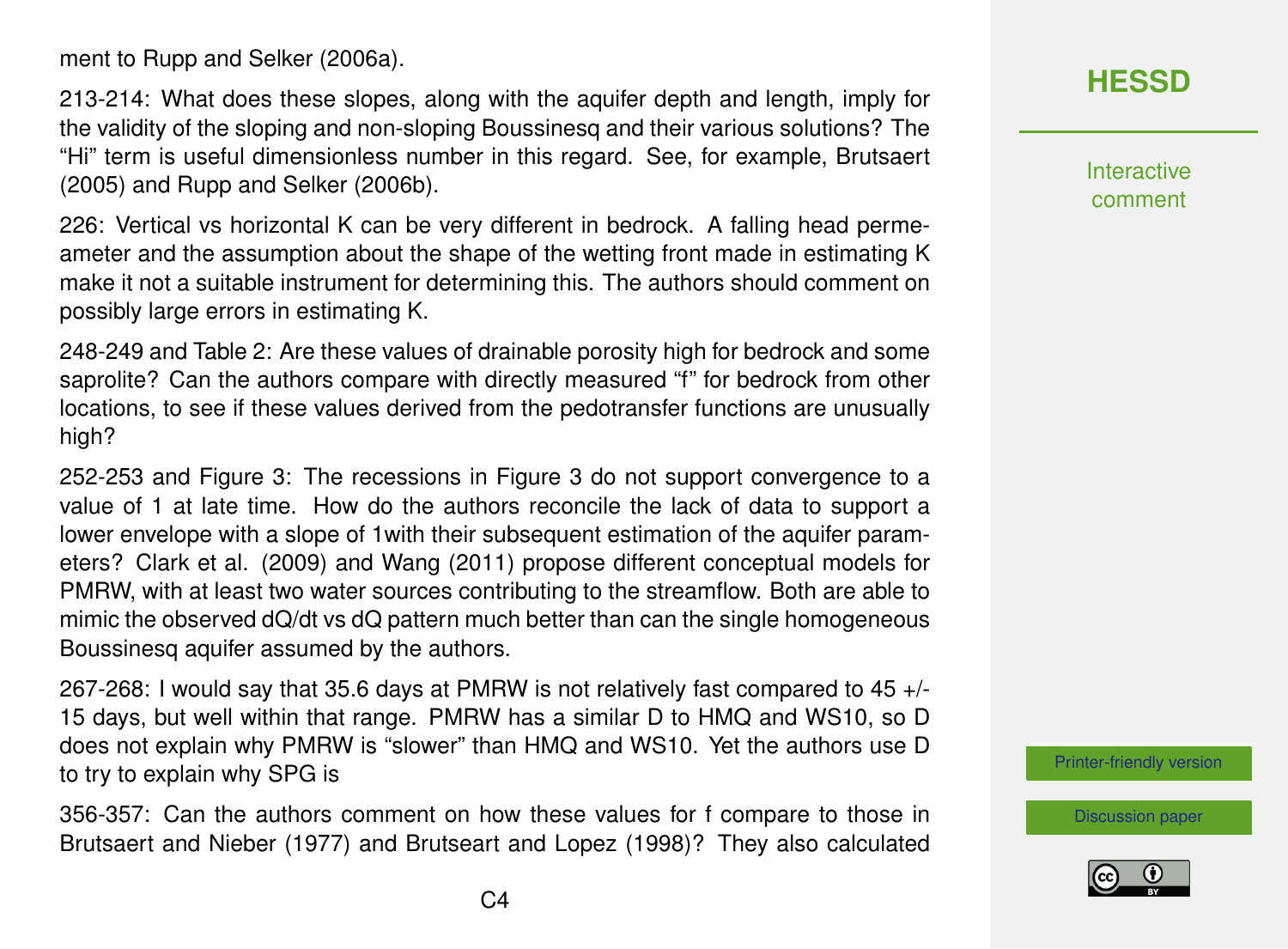ment to Rupp and Selker (2006a).

213-214: What does these slopes, along with the aquifer depth and length, imply for the validity of the sloping and non-sloping Boussinesq and their various solutions? The "Hi" term is useful dimensionless number in this regard. See, for example, Brutsaert (2005) and Rupp and Selker (2006b).

226: Vertical vs horizontal K can be very different in bedrock. A falling head permeameter and the assumption about the shape of the wetting front made in estimating K make it not a suitable instrument for determining this. The authors should comment on possibly large errors in estimating K.

248-249 and Table 2: Are these values of drainable porosity high for bedrock and some saprolite? Can the authors compare with directly measured "f" for bedrock from other locations, to see if these values derived from the pedotransfer functions are unusually high?

252-253 and Figure 3: The recessions in Figure 3 do not support convergence to a value of 1 at late time. How do the authors reconcile the lack of data to support a lower envelope with a slope of 1with their subsequent estimation of the aquifer parameters? Clark et al. (2009) and Wang (2011) propose different conceptual models for PMRW, with at least two water sources contributing to the streamflow. Both are able to mimic the observed dQ/dt vs dQ pattern much better than can the single homogeneous Boussinesq aquifer assumed by the authors.

267-268: I would say that 35.6 days at PMRW is not relatively fast compared to 45 +/- 15 days, but well within that range. PMRW has a similar D to HMQ and WS10, so D does not explain why PMRW is "slower" than HMQ and WS10. Yet the authors use D to try to explain why SPG is

356-357: Can the authors comment on how these values for f compare to those in Brutsaert and Nieber (1977) and Brutseart and Lopez (1998)? They also calculated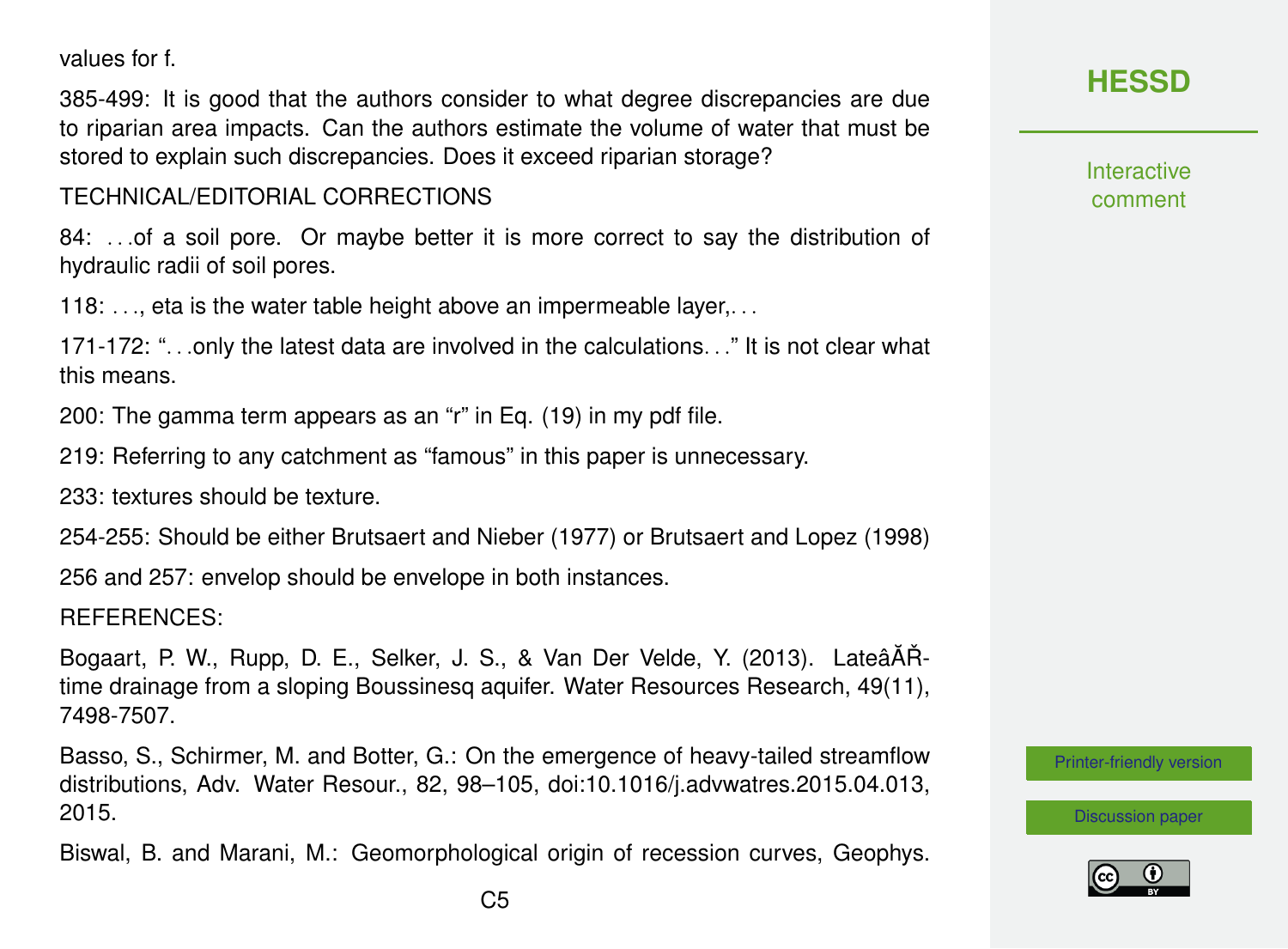values for f.

385-499: It is good that the authors consider to what degree discrepancies are due to riparian area impacts. Can the authors estimate the volume of water that must be stored to explain such discrepancies. Does it exceed riparian storage?

TECHNICAL/EDITORIAL CORRECTIONS

84: . . .of a soil pore. Or maybe better it is more correct to say the distribution of hydraulic radii of soil pores.

118: . . ., eta is the water table height above an impermeable layer,. . .

171-172: ". . .only the latest data are involved in the calculations. . ." It is not clear what this means.

200: The gamma term appears as an "r" in Eq. (19) in my pdf file.

219: Referring to any catchment as "famous" in this paper is unnecessary.

233: textures should be texture.

254-255: Should be either Brutsaert and Nieber (1977) or Brutsaert and Lopez (1998)

256 and 257: envelop should be envelope in both instances.

REFERENCES:

Bogaart, P. W., Rupp, D. E., Selker, J. S., & Van Der Velde, Y. (2013). LateâĂŘtime drainage from a sloping Boussinesq aquifer. Water Resources Research, 49(11), 7498-7507.

Basso, S., Schirmer, M. and Botter, G.: On the emergence of heavy-tailed streamflow distributions, Adv. Water Resour., 82, 98–105, doi:10.1016/j.advwatres.2015.04.013, 2015.

Biswal, B. and Marani, M.: Geomorphological origin of recession curves, Geophys.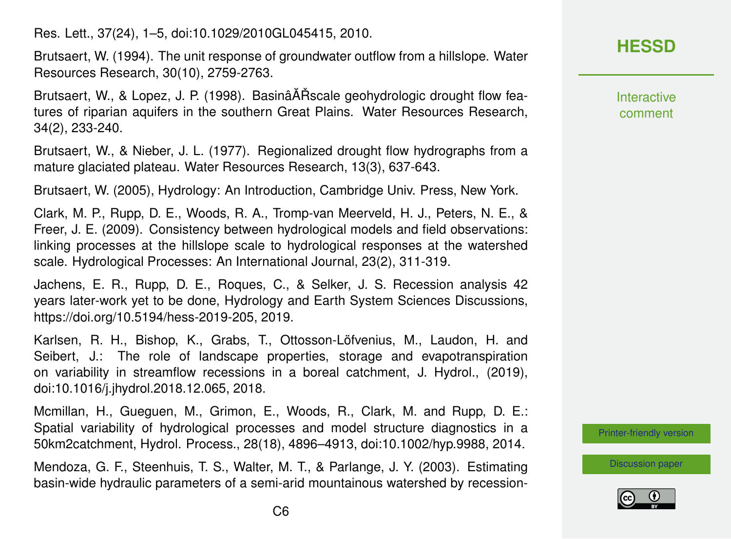Res. Lett., 37(24), 1–5, doi:10.1029/2010GL045415, 2010.

Brutsaert, W. (1994). The unit response of groundwater outflow from a hillslope. Water Resources Research, 30(10), 2759-2763.

Brutsaert, W., & Lopez, J. P. (1998). BasinâĂŘscale geohydrologic drought flow features of riparian aquifers in the southern Great Plains. Water Resources Research, 34(2), 233-240.

Brutsaert, W., & Nieber, J. L. (1977). Regionalized drought flow hydrographs from a mature glaciated plateau. Water Resources Research, 13(3), 637-643.

Brutsaert, W. (2005), Hydrology: An Introduction, Cambridge Univ. Press, New York.

Clark, M. P., Rupp, D. E., Woods, R. A., Tromp-van Meerveld, H. J., Peters, N. E., & Freer, J. E. (2009). Consistency between hydrological models and field observations: linking processes at the hillslope scale to hydrological responses at the watershed scale. Hydrological Processes: An International Journal, 23(2), 311-319.

Jachens, E. R., Rupp, D. E., Roques, C., & Selker, J. S. Recession analysis 42 years later-work yet to be done, Hydrology and Earth System Sciences Discussions, https://doi.org/10.5194/hess-2019-205, 2019.

Karlsen, R. H., Bishop, K., Grabs, T., Ottosson-Löfvenius, M., Laudon, H. and Seibert, J.: The role of landscape properties, storage and evapotranspiration on variability in streamflow recessions in a boreal catchment, J. Hydrol., (2019), doi:10.1016/j.jhydrol.2018.12.065, 2018.

Mcmillan, H., Gueguen, M., Grimon, E., Woods, R., Clark, M. and Rupp, D. E.: Spatial variability of hydrological processes and model structure diagnostics in a 50km2catchment, Hydrol. Process., 28(18), 4896–4913, doi:10.1002/hyp.9988, 2014.

Mendoza, G. F., Steenhuis, T. S., Walter, M. T., & Parlange, J. Y. (2003). Estimating basin-wide hydraulic parameters of a semi-arid mountainous watershed by recession-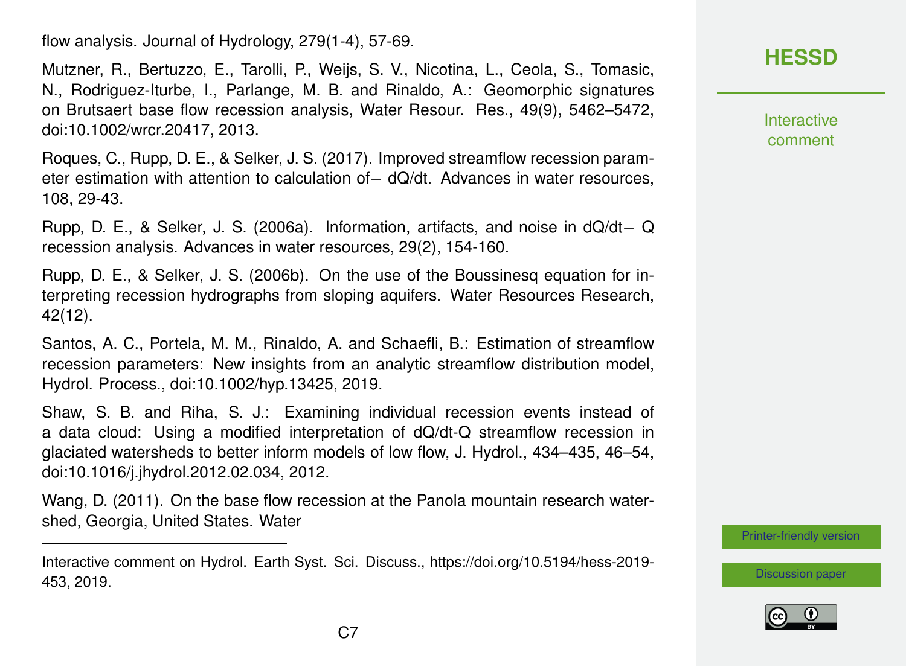flow analysis. Journal of Hydrology, 279(1-4), 57-69.

Mutzner, R., Bertuzzo, E., Tarolli, P., Weijs, S. V., Nicotina, L., Ceola, S., Tomasic, N., Rodriguez-Iturbe, I., Parlange, M. B. and Rinaldo, A.: Geomorphic signatures on Brutsaert base flow recession analysis, Water Resour. Res., 49(9), 5462–5472, doi:10.1002/wrcr.20417, 2013.

Roques, C., Rupp, D. E., & Selker, J. S. (2017). Improved streamflow recession parameter estimation with attention to calculation of− dQ/dt. Advances in water resources, 108, 29-43.

Rupp, D. E., & Selker, J. S. (2006a). Information, artifacts, and noise in dQ/dt− Q recession analysis. Advances in water resources, 29(2), 154-160.

Rupp, D. E., & Selker, J. S. (2006b). On the use of the Boussinesq equation for interpreting recession hydrographs from sloping aquifers. Water Resources Research, 42(12).

Santos, A. C., Portela, M. M., Rinaldo, A. and Schaefli, B.: Estimation of streamflow recession parameters: New insights from an analytic streamflow distribution model, Hydrol. Process., doi:10.1002/hyp.13425, 2019.

Shaw, S. B. and Riha, S. J.: Examining individual recession events instead of a data cloud: Using a modified interpretation of dQ/dt-Q streamflow recession in glaciated watersheds to better inform models of low flow, J. Hydrol., 434–435, 46–54, doi:10.1016/j.jhydrol.2012.02.034, 2012.

Wang, D. (2011). On the base flow recession at the Panola mountain research watershed, Georgia, United States. Water

Interactive comment on Hydrol. Earth Syst. Sci. Discuss., https://doi.org/10.5194/hess-2019-453, 2019.